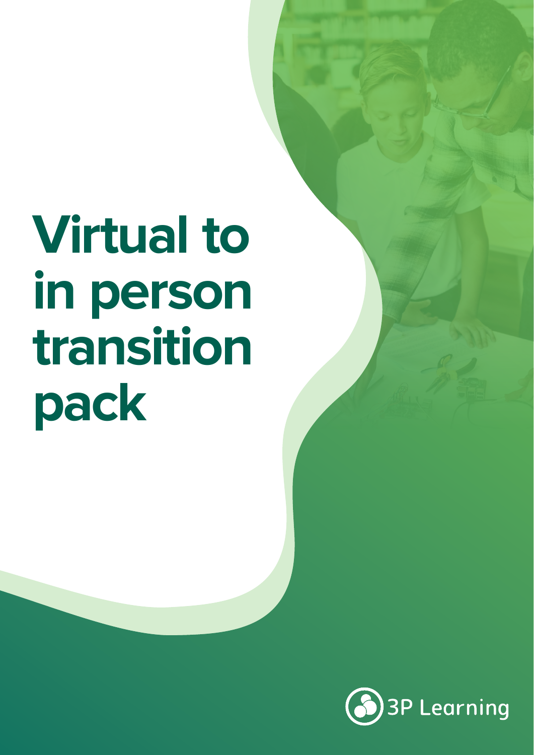# Virtual to in person transition pack

3P Learning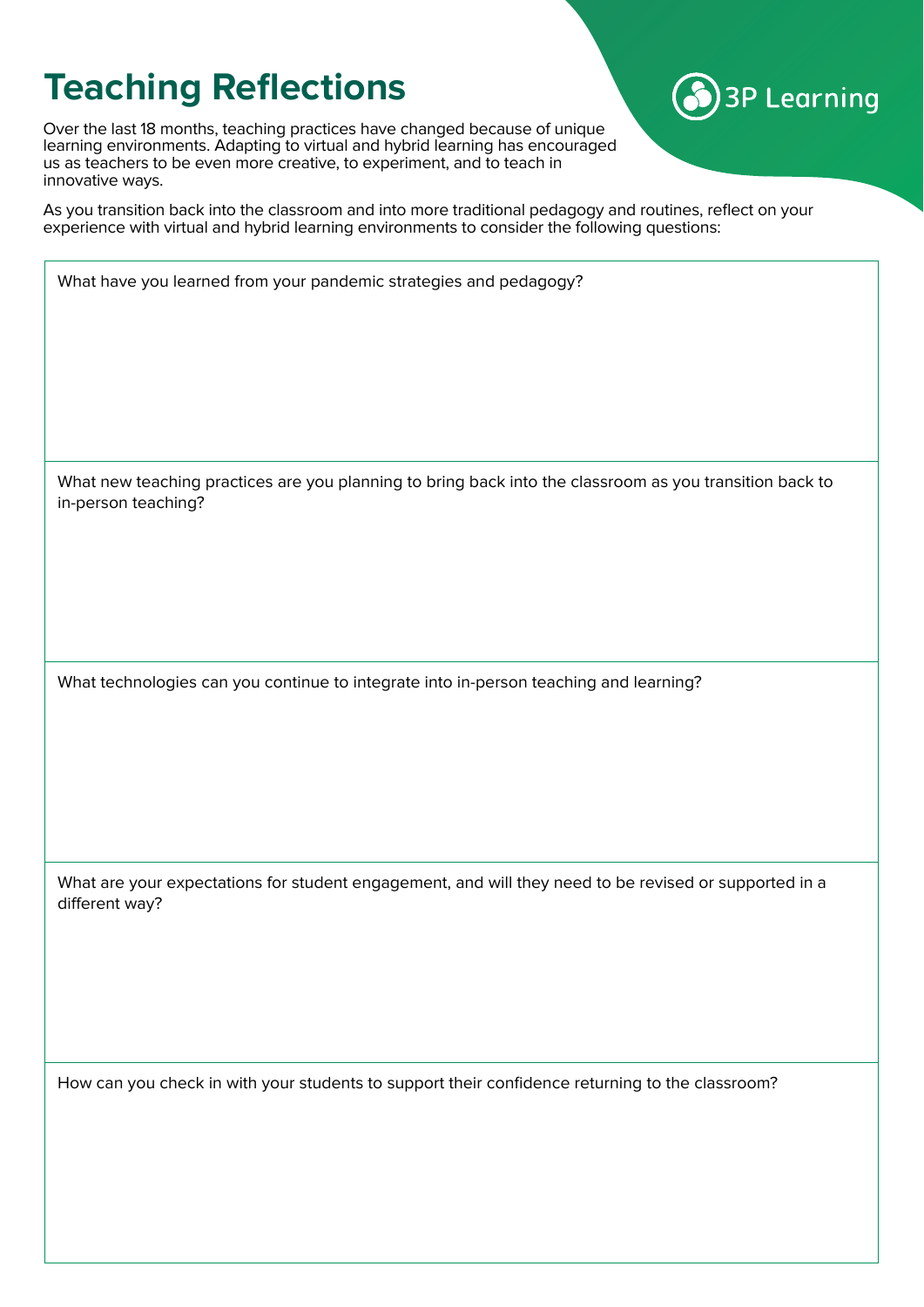# Teaching Reflections

3P Learning

Over the last 18 months, teaching practices have changed because of unique learning environments. Adapting to virtual and hybrid learning has encouraged us as teachers to be even more creative, to experiment, and to teach in innovative ways.

As you transition back into the classroom and into more traditional pedagogy and routines, reflect on your experience with virtual and hybrid learning environments to consider the following questions:

| What have you learned from your pandemic strategies and pedagogy? |
|---|
| |
| **What new teaching practices are you planning to bring back into the classroom as you transition back to in-person teaching?** |
| |
| **What technologies can you continue to integrate into in-person teaching and learning?** |
| |
| **What are your expectations for student engagement, and will they need to be revised or supported in a different way?** |
| |
| **How can you check in with your students to support their confidence returning to the classroom?** |
| |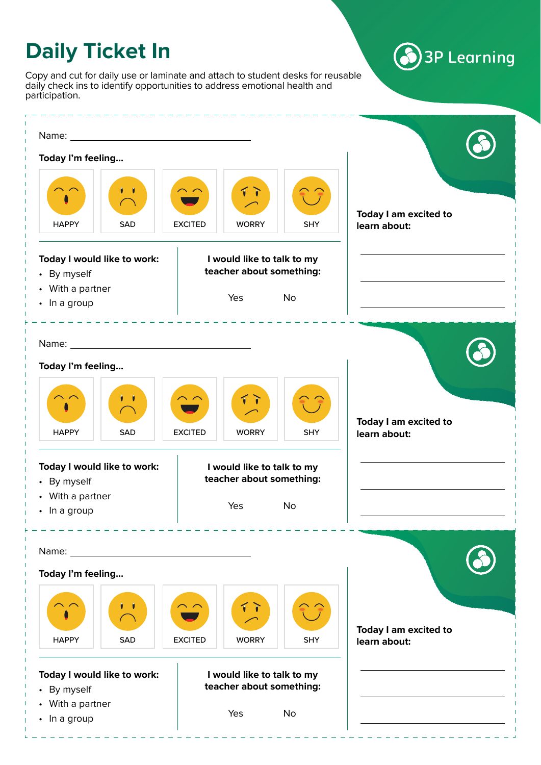# Daily Ticket In

Copy and cut for daily use or laminate and attach to student desks for reusable daily check ins to identify opportunities to address emotional health and participation.

3P Learning

---

Name: ______________________________

**Today I'm feeling...**

| HAPPY | SAD | EXCITED | WORRY | SHY |
|---|---|---|---|---|

**Today I would like to work:**

- By myself
- With a partner
- In a group

**I would like to talk to my teacher about something:**

Yes No

**Today I am excited to learn about:**

______________________________

______________________________

______________________________

---

Name: ______________________________

**Today I'm feeling...**

| HAPPY | SAD | EXCITED | WORRY | SHY |
|---|---|---|---|---|

**Today I would like to work:**

- By myself
- With a partner
- In a group

**I would like to talk to my teacher about something:**

Yes No

**Today I am excited to learn about:**

______________________________

______________________________

______________________________

---

Name: ______________________________

**Today I'm feeling...**

| HAPPY | SAD | EXCITED | WORRY | SHY |
|---|---|---|---|---|

**Today I would like to work:**

- By myself
- With a partner
- In a group

**I would like to talk to my teacher about something:**

Yes No

**Today I am excited to learn about:**

______________________________

______________________________

______________________________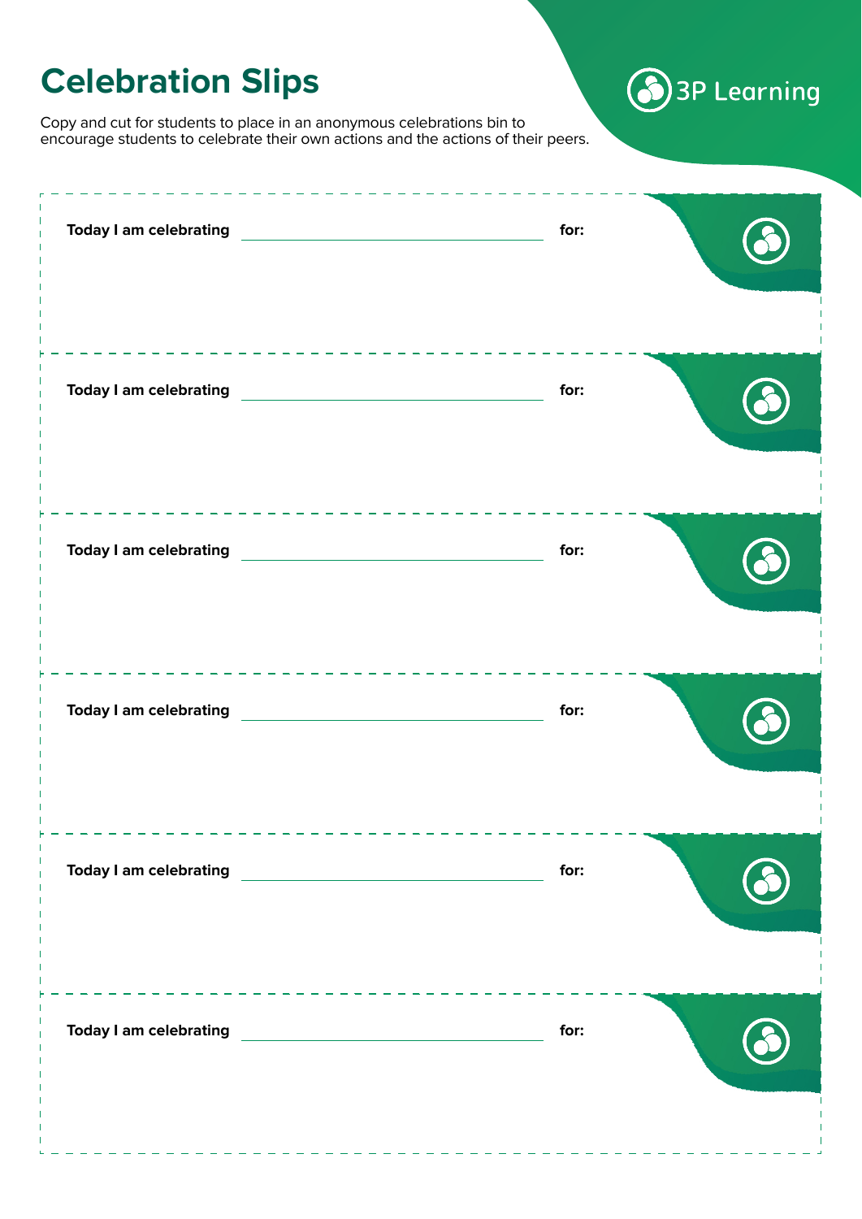# Celebration Slips

3P Learning

Copy and cut for students to place in an anonymous celebrations bin to encourage students to celebrate their own actions and the actions of their peers.

---

**Today I am celebrating** \_\_\_\_\_\_\_\_\_\_\_\_\_\_\_\_\_\_\_\_\_\_\_\_\_\_\_\_\_\_ **for:**

---

**Today I am celebrating** \_\_\_\_\_\_\_\_\_\_\_\_\_\_\_\_\_\_\_\_\_\_\_\_\_\_\_\_\_\_ **for:**

---

**Today I am celebrating** \_\_\_\_\_\_\_\_\_\_\_\_\_\_\_\_\_\_\_\_\_\_\_\_\_\_\_\_\_\_ **for:**

---

**Today I am celebrating** \_\_\_\_\_\_\_\_\_\_\_\_\_\_\_\_\_\_\_\_\_\_\_\_\_\_\_\_\_\_ **for:**

---

**Today I am celebrating** \_\_\_\_\_\_\_\_\_\_\_\_\_\_\_\_\_\_\_\_\_\_\_\_\_\_\_\_\_\_ **for:**

---

**Today I am celebrating** \_\_\_\_\_\_\_\_\_\_\_\_\_\_\_\_\_\_\_\_\_\_\_\_\_\_\_\_\_\_ **for:**